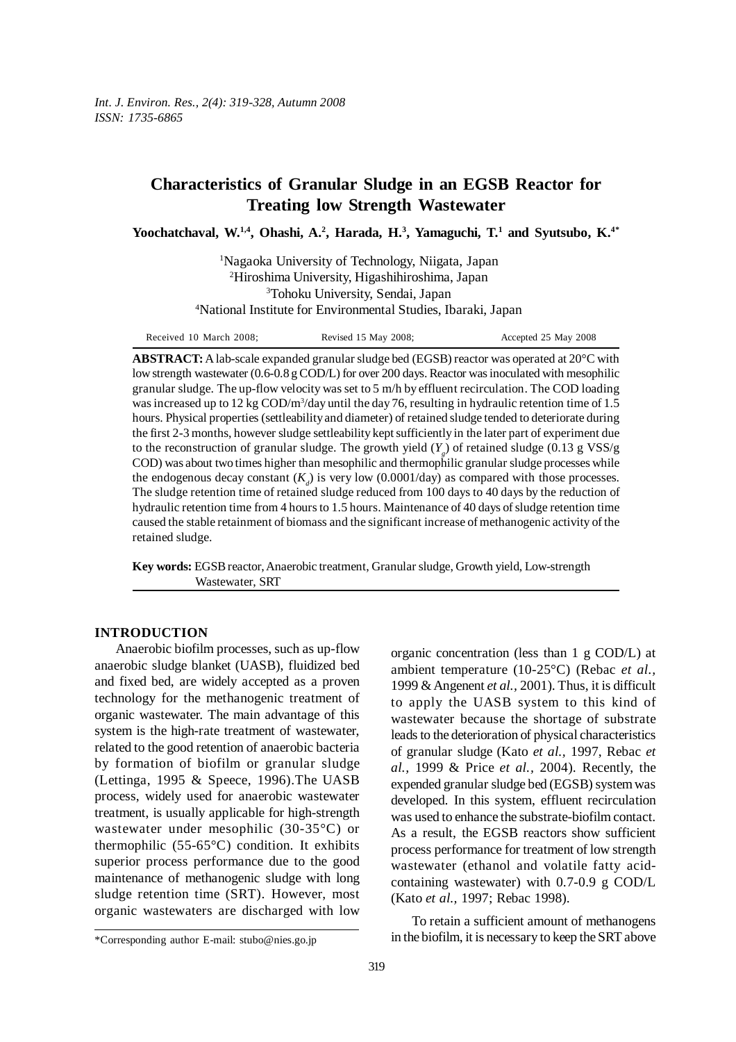# Characteristics of Granular Sludge in an EGSB Reactor for Treating low Strength Wastewater

**Yoochatchaval, W.[1,4], Ohashi, A.[2], Harada, H.[3], Yamaguchi, T.[1] and Syutsubo, K.[4*]**

[1]Nagaoka University of Technology, Niigata, Japan
[2]Hiroshima University, Higashihiroshima, Japan
[3]Tohoku University, Sendai, Japan
[4]National Institute for Environmental Studies, Ibaraki, Japan

Received 10 March 2008; Revised 15 May 2008; Accepted 25 May 2008

**ABSTRACT:** A lab-scale expanded granular sludge bed (EGSB) reactor was operated at 20°C with low strength wastewater (0.6-0.8 g COD/L) for over 200 days. Reactor was inoculated with mesophilic granular sludge. The up-flow velocity was set to 5 m/h by effluent recirculation. The COD loading was increased up to 12 kg COD/m$^3$/day until the day 76, resulting in hydraulic retention time of 1.5 hours. Physical properties (settleability and diameter) of retained sludge tended to deteriorate during the first 2-3 months, however sludge settleability kept sufficiently in the later part of experiment due to the reconstruction of granular sludge. The growth yield ($Y_g$) of retained sludge (0.13 g VSS/g COD) was about two times higher than mesophilic and thermophilic granular sludge processes while the endogenous decay constant ($K_d$) is very low (0.0001/day) as compared with those processes. The sludge retention time of retained sludge reduced from 100 days to 40 days by the reduction of hydraulic retention time from 4 hours to 1.5 hours. Maintenance of 40 days of sludge retention time caused the stable retainment of biomass and the significant increase of methanogenic activity of the retained sludge.

**Key words:** EGSB reactor, Anaerobic treatment, Granular sludge, Growth yield, Low-strength Wastewater, SRT

## INTRODUCTION

Anaerobic biofilm processes, such as up-flow anaerobic sludge blanket (UASB), fluidized bed and fixed bed, are widely accepted as a proven technology for the methanogenic treatment of organic wastewater. The main advantage of this system is the high-rate treatment of wastewater, related to the good retention of anaerobic bacteria by formation of biofilm or granular sludge (Lettinga, 1995 & Speece, 1996).The UASB process, widely used for anaerobic wastewater treatment, is usually applicable for high-strength wastewater under mesophilic (30-35°C) or thermophilic (55-65°C) condition. It exhibits superior process performance due to the good maintenance of methanogenic sludge with long sludge retention time (SRT). However, most organic wastewaters are discharged with low organic concentration (less than 1 g COD/L) at ambient temperature (10-25°C) (Rebac *et al.*, 1999 & Angenent *et al.*, 2001). Thus, it is difficult to apply the UASB system to this kind of wastewater because the shortage of substrate leads to the deterioration of physical characteristics of granular sludge (Kato *et al.*, 1997, Rebac *et al.*, 1999 & Price *et al.*, 2004). Recently, the expended granular sludge bed (EGSB) system was developed. In this system, effluent recirculation was used to enhance the substrate-biofilm contact. As a result, the EGSB reactors show sufficient process performance for treatment of low strength wastewater (ethanol and volatile fatty acid-containing wastewater) with 0.7-0.9 g COD/L (Kato *et al.*, 1997; Rebac 1998).

To retain a sufficient amount of methanogens in the biofilm, it is necessary to keep the SRT above

*Corresponding author E-mail: stubo@nies.go.jp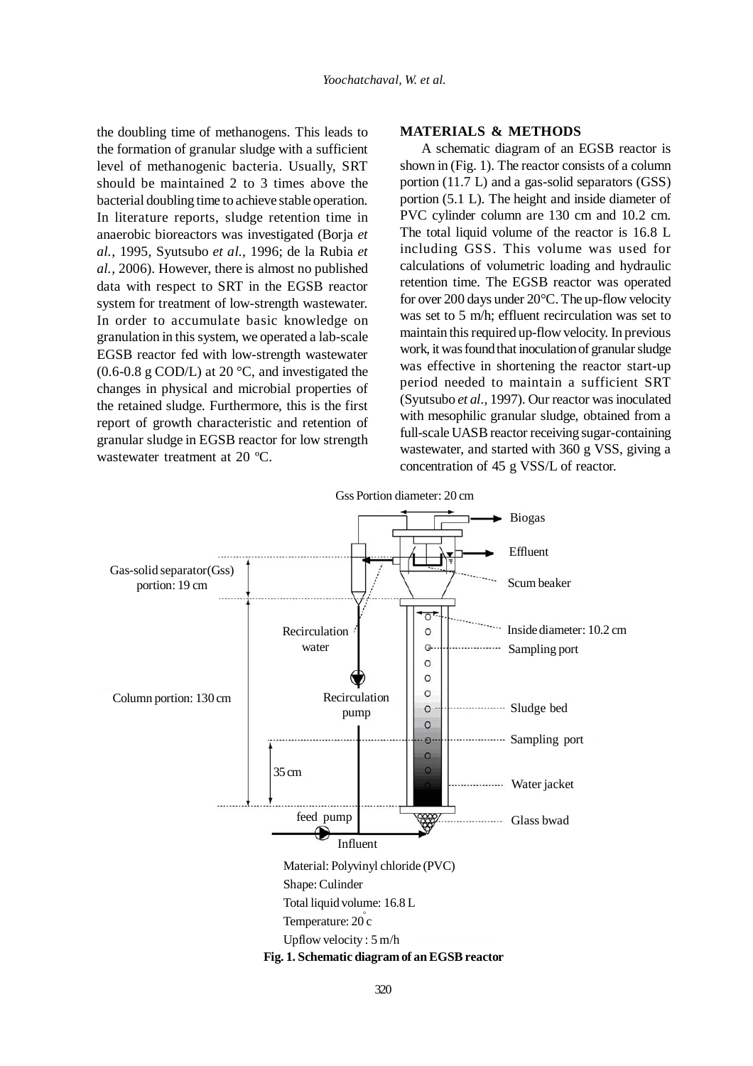the doubling time of methanogens. This leads to the formation of granular sludge with a sufficient level of methanogenic bacteria. Usually, SRT should be maintained 2 to 3 times above the bacterial doubling time to achieve stable operation. In literature reports, sludge retention time in anaerobic bioreactors was investigated (Borja *et al.,* 1995, Syutsubo *et al.,* 1996; de la Rubia *et al.,* 2006). However, there is almost no published data with respect to SRT in the EGSB reactor system for treatment of low-strength wastewater. In order to accumulate basic knowledge on granulation in this system, we operated a lab-scale EGSB reactor fed with low-strength wastewater (0.6-0.8 g COD/L) at 20 °C, and investigated the changes in physical and microbial properties of the retained sludge. Furthermore, this is the first report of growth characteristic and retention of granular sludge in EGSB reactor for low strength wastewater treatment at 20 ºC.

## MATERIALS & METHODS

A schematic diagram of an EGSB reactor is shown in (Fig. 1). The reactor consists of a column portion (11.7 L) and a gas-solid separators (GSS) portion (5.1 L). The height and inside diameter of PVC cylinder column are 130 cm and 10.2 cm. The total liquid volume of the reactor is 16.8 L including GSS. This volume was used for calculations of volumetric loading and hydraulic retention time. The EGSB reactor was operated for over 200 days under 20°C. The up-flow velocity was set to 5 m/h; effluent recirculation was set to maintain this required up-flow velocity. In previous work, it was found that inoculation of granular sludge was effective in shortening the reactor start-up period needed to maintain a sufficient SRT (Syutsubo *et al.,* 1997). Our reactor was inoculated with mesophilic granular sludge, obtained from a full-scale UASB reactor receiving sugar-containing wastewater, and started with 360 g VSS, giving a concentration of 45 g VSS/L of reactor.

Gss Portion diameter: 20 cm

Biogas

Effluent

Gas-solid separator(Gss) portion: 19 cm

Scum beaker

Inside diameter: 10.2 cm

Recirculation water

Sampling port

Column portion: 130 cm

Recirculation pump

Sludge bed

Sampling port

35 cm

Water jacket

feed pump

Glass bwad

Influent

Material: Polyvinyl chloride (PVC)

Shape: Culinder

Total liquid volume: 16.8 L

Temperature: 20 °c

Upflow velocity : 5 m/h

**Fig. 1. Schematic diagram of an EGSB reactor**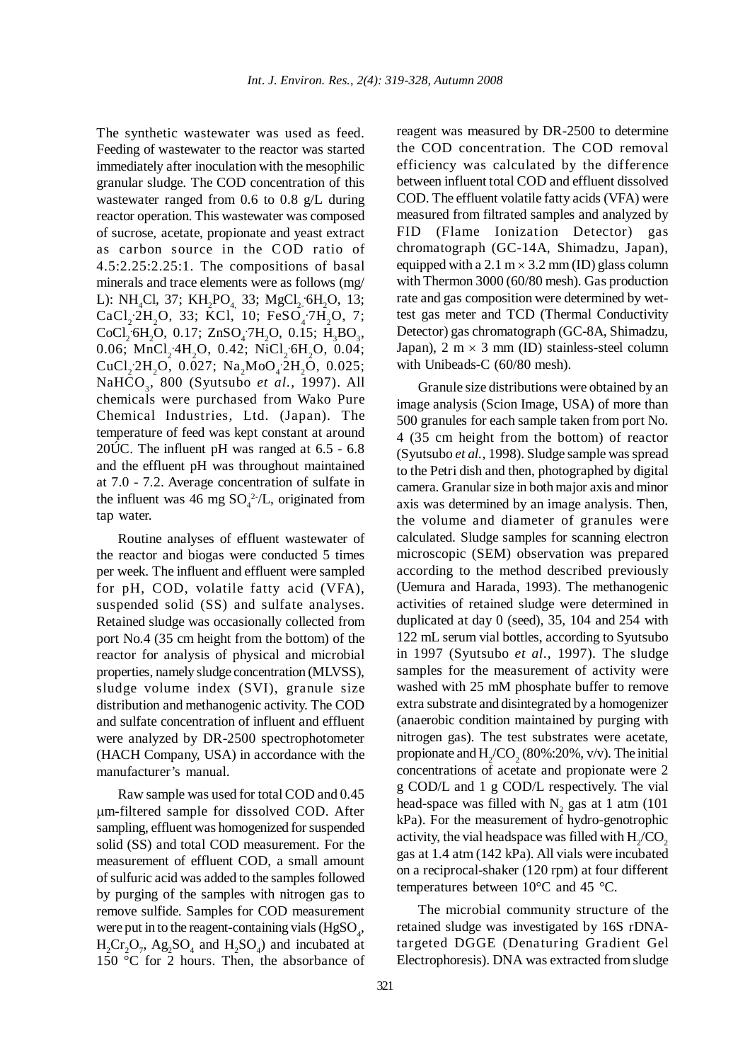The synthetic wastewater was used as feed. Feeding of wastewater to the reactor was started immediately after inoculation with the mesophilic granular sludge. The COD concentration of this wastewater ranged from 0.6 to 0.8 g/L during reactor operation. This wastewater was composed of sucrose, acetate, propionate and yeast extract as carbon source in the COD ratio of 4.5:2.25:2.25:1. The compositions of basal minerals and trace elements were as follows (mg/L): $NH_4Cl$, 37; $KH_2PO_4$, 33; $MgCl_2 \cdot 6H_2O$, 13; $CaCl_2 \cdot 2H_2O$, 33; KCl, 10; $FeSO_4 \cdot 7H_2O$, 7; $CoCl_2 \cdot 6H_2O$, 0.17; $ZnSO_4 \cdot 7H_2O$, 0.15; $H_3BO_3$, 0.06; $MnCl_2 \cdot 4H_2O$, 0.42; $NiCl_2 \cdot 6H_2O$, 0.04; $CuCl_2 \cdot 2H_2O$, 0.027; $Na_2MoO_4 \cdot 2H_2O$, 0.025; $NaHCO_3$, 800 (Syutsubo *et al.*, 1997). All chemicals were purchased from Wako Pure Chemical Industries, Ltd. (Japan). The temperature of feed was kept constant at around 20ÚC. The influent pH was ranged at 6.5 - 6.8 and the effluent pH was throughout maintained at 7.0 - 7.2. Average concentration of sulfate in the influent was 46 mg $SO_4^{2-}$/L, originated from tap water.

Routine analyses of effluent wastewater of the reactor and biogas were conducted 5 times per week. The influent and effluent were sampled for pH, COD, volatile fatty acid (VFA), suspended solid (SS) and sulfate analyses. Retained sludge was occasionally collected from port No.4 (35 cm height from the bottom) of the reactor for analysis of physical and microbial properties, namely sludge concentration (MLVSS), sludge volume index (SVI), granule size distribution and methanogenic activity. The COD and sulfate concentration of influent and effluent were analyzed by DR-2500 spectrophotometer (HACH Company, USA) in accordance with the manufacturer's manual.

Raw sample was used for total COD and 0.45 μm-filtered sample for dissolved COD. After sampling, effluent was homogenized for suspended solid (SS) and total COD measurement. For the measurement of effluent COD, a small amount of sulfuric acid was added to the samples followed by purging of the samples with nitrogen gas to remove sulfide. Samples for COD measurement were put in to the reagent-containing vials ($HgSO_4$, $H_2Cr_2O_7$, $Ag_2SO_4$ and $H_2SO_4$) and incubated at 150 °C for 2 hours. Then, the absorbance of reagent was measured by DR-2500 to determine the COD concentration. The COD removal efficiency was calculated by the difference between influent total COD and effluent dissolved COD. The effluent volatile fatty acids (VFA) were measured from filtrated samples and analyzed by FID (Flame Ionization Detector) gas chromatograph (GC-14A, Shimadzu, Japan), equipped with a 2.1 m × 3.2 mm (ID) glass column with Thermon 3000 (60/80 mesh). Gas production rate and gas composition were determined by wet-test gas meter and TCD (Thermal Conductivity Detector) gas chromatograph (GC-8A, Shimadzu, Japan), 2 m × 3 mm (ID) stainless-steel column with Unibeads-C (60/80 mesh).

Granule size distributions were obtained by an image analysis (Scion Image, USA) of more than 500 granules for each sample taken from port No. 4 (35 cm height from the bottom) of reactor (Syutsubo *et al.*, 1998). Sludge sample was spread to the Petri dish and then, photographed by digital camera. Granular size in both major axis and minor axis was determined by an image analysis. Then, the volume and diameter of granules were calculated. Sludge samples for scanning electron microscopic (SEM) observation was prepared according to the method described previously (Uemura and Harada, 1993). The methanogenic activities of retained sludge were determined in duplicated at day 0 (seed), 35, 104 and 254 with 122 mL serum vial bottles, according to Syutsubo in 1997 (Syutsubo *et al.*, 1997). The sludge samples for the measurement of activity were washed with 25 mM phosphate buffer to remove extra substrate and disintegrated by a homogenizer (anaerobic condition maintained by purging with nitrogen gas). The test substrates were acetate, propionate and $H_2/CO_2$ (80%:20%, v/v). The initial concentrations of acetate and propionate were 2 g COD/L and 1 g COD/L respectively. The vial head-space was filled with $N_2$ gas at 1 atm (101 kPa). For the measurement of hydro-genotrophic activity, the vial headspace was filled with $H_2/CO_2$ gas at 1.4 atm (142 kPa). All vials were incubated on a reciprocal-shaker (120 rpm) at four different temperatures between 10°C and 45 °C.

The microbial community structure of the retained sludge was investigated by 16S rDNA-targeted DGGE (Denaturing Gradient Gel Electrophoresis). DNA was extracted from sludge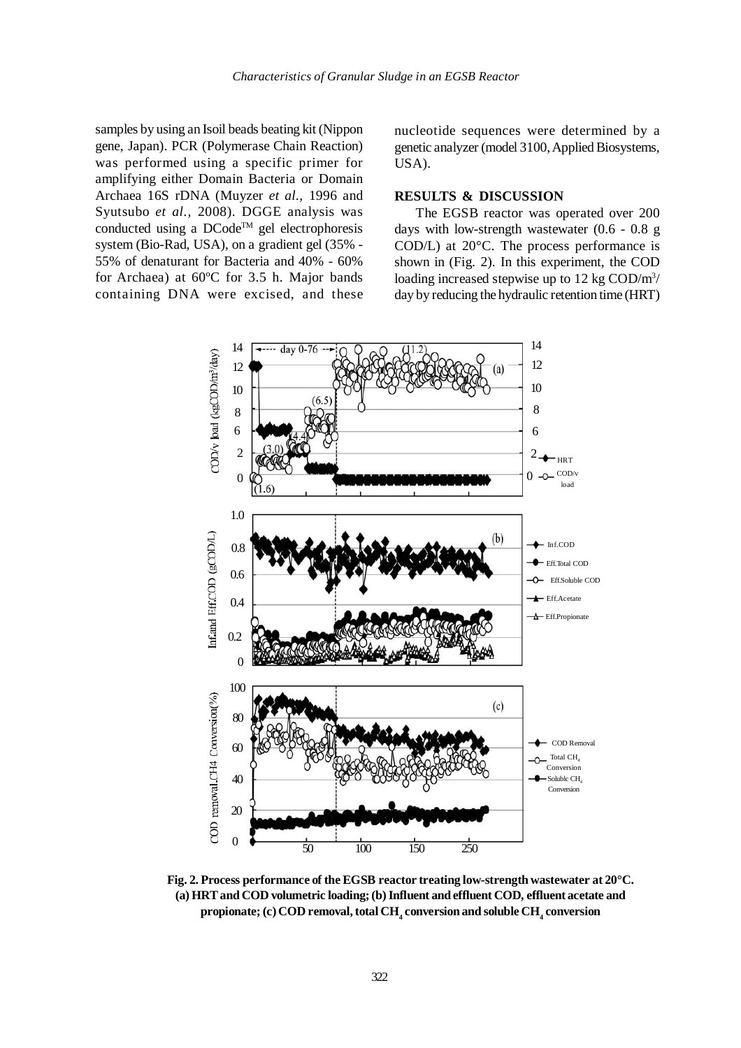samples by using an Isoil beads beating kit (Nippon gene, Japan). PCR (Polymerase Chain Reaction) was performed using a specific primer for amplifying either Domain Bacteria or Domain Archaea 16S rDNA (Muyzer *et al.,* 1996 and Syutsubo *et al.,* 2008). DGGE analysis was conducted using a DCode™ gel electrophoresis system (Bio-Rad, USA), on a gradient gel (35% - 55% of denaturant for Bacteria and 40% - 60% for Archaea) at 60ºC for 3.5 h. Major bands containing DNA were excised, and these nucleotide sequences were determined by a genetic analyzer (model 3100, Applied Biosystems, USA).

## RESULTS & DISCUSSION

The EGSB reactor was operated over 200 days with low-strength wastewater (0.6 - 0.8 g COD/L) at 20°C. The process performance is shown in (Fig. 2). In this experiment, the COD loading increased stepwise up to 12 kg COD/m$^3$/day by reducing the hydraulic retention time (HRT)

**Fig. 2. Process performance of the EGSB reactor treating low-strength wastewater at 20°C. (a) HRT and COD volumetric loading; (b) Influent and effluent COD, effluent acetate and propionate; (c) COD removal, total $CH_4$ conversion and soluble $CH_4$ conversion**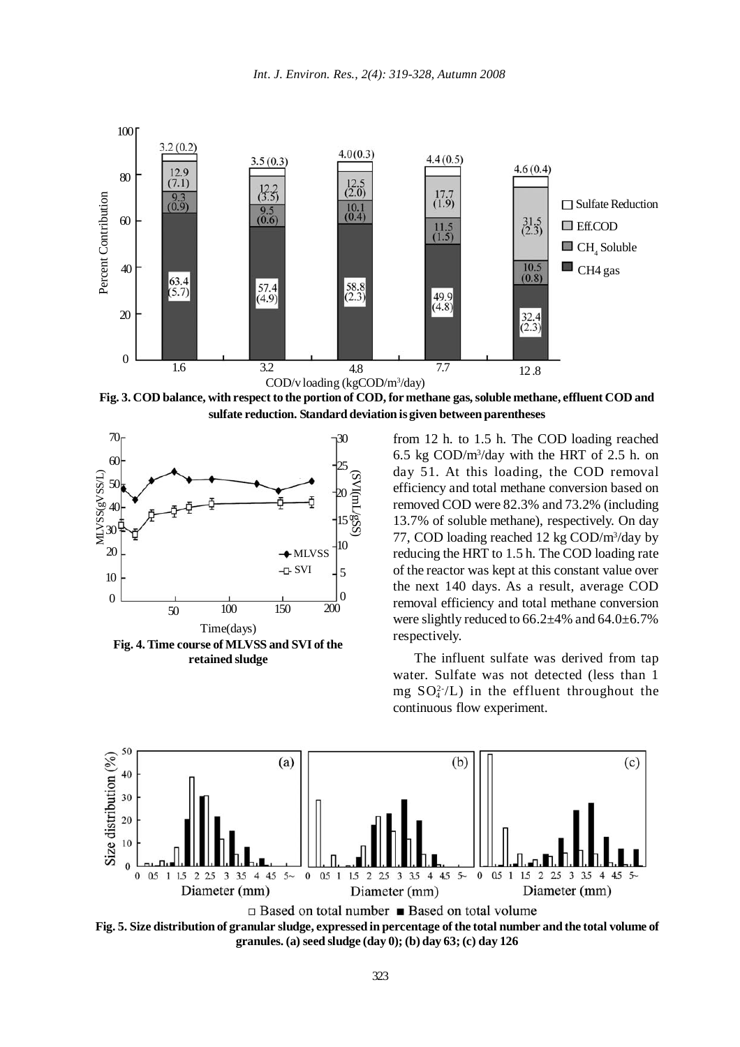Fig. 3. COD balance, with respect to the portion of COD, for methane gas, soluble methane, effluent COD and sulfate reduction. Standard deviation is given between parentheses

Fig. 4. Time course of MLVSS and SVI of the retained sludge

from 12 h. to 1.5 h. The COD loading reached 6.5 kg COD/m$^3$/day with the HRT of 2.5 h. on day 51. At this loading, the COD removal efficiency and total methane conversion based on removed COD were 82.3% and 73.2% (including 13.7% of soluble methane), respectively. On day 77, COD loading reached 12 kg COD/m$^3$/day by reducing the HRT to 1.5 h. The COD loading rate of the reactor was kept at this constant value over the next 140 days. As a result, average COD removal efficiency and total methane conversion were slightly reduced to 66.2±4% and 64.0±6.7% respectively.

The influent sulfate was derived from tap water. Sulfate was not detected (less than 1 mg $SO_4^{2-}$/L) in the effluent throughout the continuous flow experiment.

Fig. 5. Size distribution of granular sludge, expressed in percentage of the total number and the total volume of granules. (a) seed sludge (day 0); (b) day 63; (c) day 126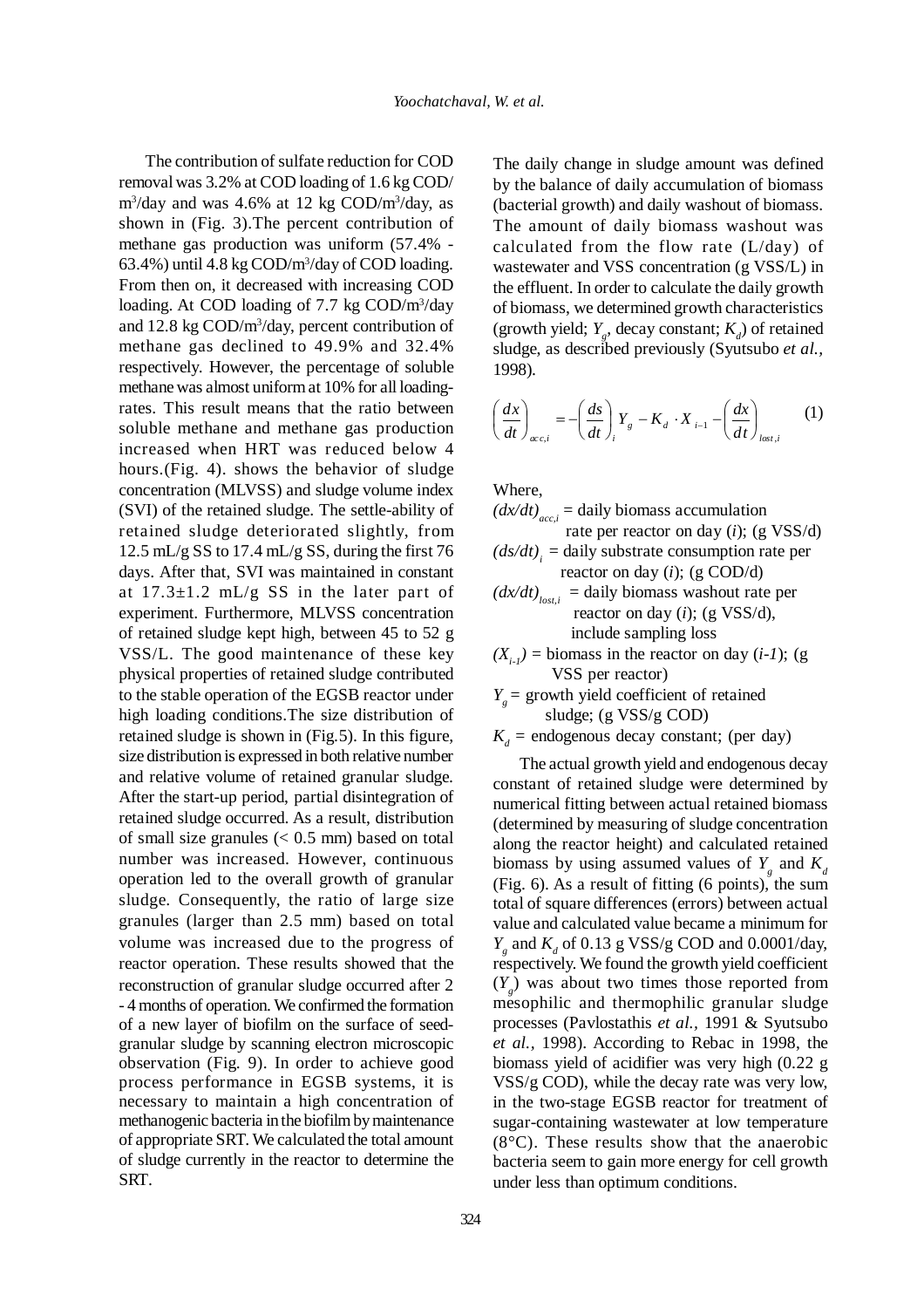The contribution of sulfate reduction for COD removal was 3.2% at COD loading of 1.6 kg COD/$m^3$/day and was 4.6% at 12 kg COD/$m^3$/day, as shown in (Fig. 3).The percent contribution of methane gas production was uniform (57.4% - 63.4%) until 4.8 kg COD/$m^3$/day of COD loading. From then on, it decreased with increasing COD loading. At COD loading of 7.7 kg COD/$m^3$/day and 12.8 kg COD/$m^3$/day, percent contribution of methane gas declined to 49.9% and 32.4% respectively. However, the percentage of soluble methane was almost uniform at 10% for all loading-rates. This result means that the ratio between soluble methane and methane gas production increased when HRT was reduced below 4 hours.(Fig. 4). shows the behavior of sludge concentration (MLVSS) and sludge volume index (SVI) of the retained sludge. The settle-ability of retained sludge deteriorated slightly, from 12.5 mL/g SS to 17.4 mL/g SS, during the first 76 days. After that, SVI was maintained in constant at 17.3±1.2 mL/g SS in the later part of experiment. Furthermore, MLVSS concentration of retained sludge kept high, between 45 to 52 g VSS/L. The good maintenance of these key physical properties of retained sludge contributed to the stable operation of the EGSB reactor under high loading conditions.The size distribution of retained sludge is shown in (Fig.5). In this figure, size distribution is expressed in both relative number and relative volume of retained granular sludge. After the start-up period, partial disintegration of retained sludge occurred. As a result, distribution of small size granules (< 0.5 mm) based on total number was increased. However, continuous operation led to the overall growth of granular sludge. Consequently, the ratio of large size granules (larger than 2.5 mm) based on total volume was increased due to the progress of reactor operation. These results showed that the reconstruction of granular sludge occurred after 2 - 4 months of operation. We confirmed the formation of a new layer of biofilm on the surface of seed-granular sludge by scanning electron microscopic observation (Fig. 9). In order to achieve good process performance in EGSB systems, it is necessary to maintain a high concentration of methanogenic bacteria in the biofilm by maintenance of appropriate SRT. We calculated the total amount of sludge currently in the reactor to determine the SRT.

The daily change in sludge amount was defined by the balance of daily accumulation of biomass (bacterial growth) and daily washout of biomass. The amount of daily biomass washout was calculated from the flow rate (L/day) of wastewater and VSS concentration (g VSS/L) in the effluent. In order to calculate the daily growth of biomass, we determined growth characteristics (growth yield; $Y_g$, decay constant; $K_d$) of retained sludge, as described previously (Syutsubo *et al.*, 1998).

$$\left(\frac{dx}{dt}\right)_{acc,i} = -\left(\frac{ds}{dt}\right)_i Y_g - K_d \cdot X_{i-1} - \left(\frac{dx}{dt}\right)_{lost,i} \qquad (1)$$

Where,

$(dx/dt)_{acc,i}$ = daily biomass accumulation rate per reactor on day ($i$); (g VSS/d)

$(ds/dt)_i$ = daily substrate consumption rate per reactor on day ($i$); (g COD/d)

$(dx/dt)_{lost,i}$ = daily biomass washout rate per reactor on day ($i$); (g VSS/d), include sampling loss

$(X_{i-1})$ = biomass in the reactor on day ($i$-$1$); (g VSS per reactor)

$Y_g$ = growth yield coefficient of retained sludge; (g VSS/g COD)

$K_d$ = endogenous decay constant; (per day)

The actual growth yield and endogenous decay constant of retained sludge were determined by numerical fitting between actual retained biomass (determined by measuring of sludge concentration along the reactor height) and calculated retained biomass by using assumed values of $Y_g$ and $K_d$ (Fig. 6). As a result of fitting (6 points), the sum total of square differences (errors) between actual value and calculated value became a minimum for $Y_g$ and $K_d$ of 0.13 g VSS/g COD and 0.0001/day, respectively. We found the growth yield coefficient ($Y_g$) was about two times those reported from mesophilic and thermophilic granular sludge processes (Pavlostathis *et al.*, 1991 & Syutsubo *et al.*, 1998). According to Rebac in 1998, the biomass yield of acidifier was very high (0.22 g VSS/g COD), while the decay rate was very low, in the two-stage EGSB reactor for treatment of sugar-containing wastewater at low temperature (8°C). These results show that the anaerobic bacteria seem to gain more energy for cell growth under less than optimum conditions.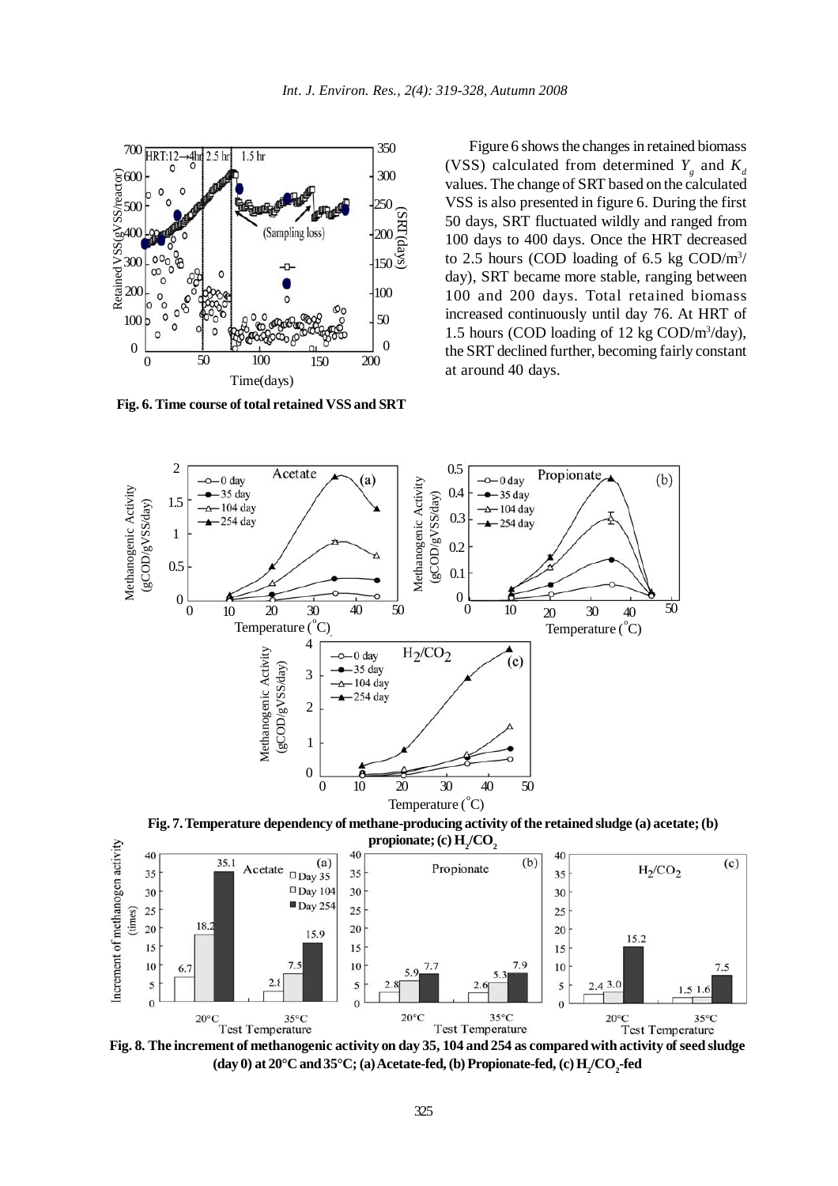Figure 6 shows the changes in retained biomass (VSS) calculated from determined $Y_g$ and $K_d$ values. The change of SRT based on the calculated VSS is also presented in figure 6. During the first 50 days, SRT fluctuated wildly and ranged from 100 days to 400 days. Once the HRT decreased to 2.5 hours (COD loading of 6.5 kg COD/m$^3$/day), SRT became more stable, ranging between 100 and 200 days. Total retained biomass increased continuously until day 76. At HRT of 1.5 hours (COD loading of 12 kg COD/m$^3$/day), the SRT declined further, becoming fairly constant at around 40 days.

**Fig. 6. Time course of total retained VSS and SRT**

**Fig. 7. Temperature dependency of methane-producing activity of the retained sludge (a) acetate; (b) propionate; (c) $H_2/CO_2$**

**Fig. 8. The increment of methanogenic activity on day 35, 104 and 254 as compared with activity of seed sludge (day 0) at 20°C and 35°C; (a) Acetate-fed, (b) Propionate-fed, (c) $H_2/CO_2$-fed**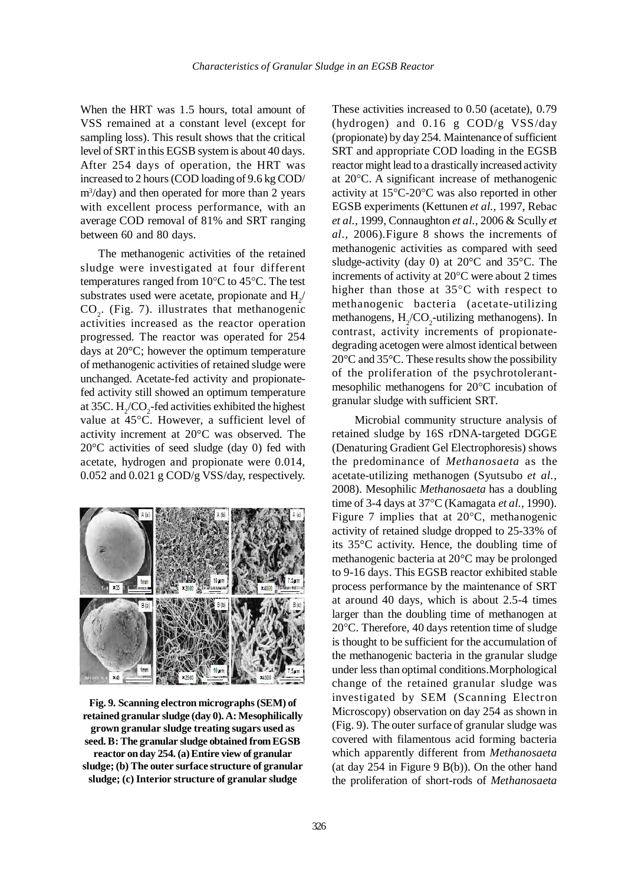When the HRT was 1.5 hours, total amount of VSS remained at a constant level (except for sampling loss). This result shows that the critical level of SRT in this EGSB system is about 40 days. After 254 days of operation, the HRT was increased to 2 hours (COD loading of 9.6 kg COD/$m^3$/day) and then operated for more than 2 years with excellent process performance, with an average COD removal of 81% and SRT ranging between 60 and 80 days.

The methanogenic activities of the retained sludge were investigated at four different temperatures ranged from 10°C to 45°C. The test substrates used were acetate, propionate and $H_2$/$CO_2$. (Fig. 7). illustrates that methanogenic activities increased as the reactor operation progressed. The reactor was operated for 254 days at 20°C; however the optimum temperature of methanogenic activities of retained sludge were unchanged. Acetate-fed activity and propionate-fed activity still showed an optimum temperature at 35C. $H_2$/$CO_2$-fed activities exhibited the highest value at 45°C. However, a sufficient level of activity increment at 20°C was observed. The 20°C activities of seed sludge (day 0) fed with acetate, hydrogen and propionate were 0.014, 0.052 and 0.021 g COD/g VSS/day, respectively.

**Fig. 9. Scanning electron micrographs (SEM) of retained granular sludge (day 0). A: Mesophilically grown granular sludge treating sugars used as seed. B: The granular sludge obtained from EGSB reactor on day 254. (a) Entire view of granular sludge; (b) The outer surface structure of granular sludge; (c) Interior structure of granular sludge**

These activities increased to 0.50 (acetate), 0.79 (hydrogen) and 0.16 g COD/g VSS/day (propionate) by day 254. Maintenance of sufficient SRT and appropriate COD loading in the EGSB reactor might lead to a drastically increased activity at 20°C. A significant increase of methanogenic activity at 15°C-20°C was also reported in other EGSB experiments (Kettunen *et al.,* 1997, Rebac *et al.,* 1999, Connaughton *et al.,* 2006 & Scully *et al.,* 2006).Figure 8 shows the increments of methanogenic activities as compared with seed sludge-activity (day 0) at 20°C and 35°C. The increments of activity at 20°C were about 2 times higher than those at 35°C with respect to methanogenic bacteria (acetate-utilizing methanogens, $H_2$/$CO_2$-utilizing methanogens). In contrast, activity increments of propionate-degrading acetogen were almost identical between 20°C and 35°C. These results show the possibility of the proliferation of the psychrotolerant-mesophilic methanogens for 20°C incubation of granular sludge with sufficient SRT.

Microbial community structure analysis of retained sludge by 16S rDNA-targeted DGGE (Denaturing Gradient Gel Electrophoresis) shows the predominance of *Methanosaeta* as the acetate-utilizing methanogen (Syutsubo *et al.,* 2008). Mesophilic *Methanosaeta* has a doubling time of 3-4 days at 37°C (Kamagata *et al.,* 1990). Figure 7 implies that at 20°C, methanogenic activity of retained sludge dropped to 25-33% of its 35°C activity. Hence, the doubling time of methanogenic bacteria at 20°C may be prolonged to 9-16 days. This EGSB reactor exhibited stable process performance by the maintenance of SRT at around 40 days, which is about 2.5-4 times larger than the doubling time of methanogen at 20°C. Therefore, 40 days retention time of sludge is thought to be sufficient for the accumulation of the methanogenic bacteria in the granular sludge under less than optimal conditions.Morphological change of the retained granular sludge was investigated by SEM (Scanning Electron Microscopy) observation on day 254 as shown in (Fig. 9). The outer surface of granular sludge was covered with filamentous acid forming bacteria which apparently different from *Methanosaeta* (at day 254 in Figure 9 B(b)). On the other hand the proliferation of short-rods of *Methanosaeta*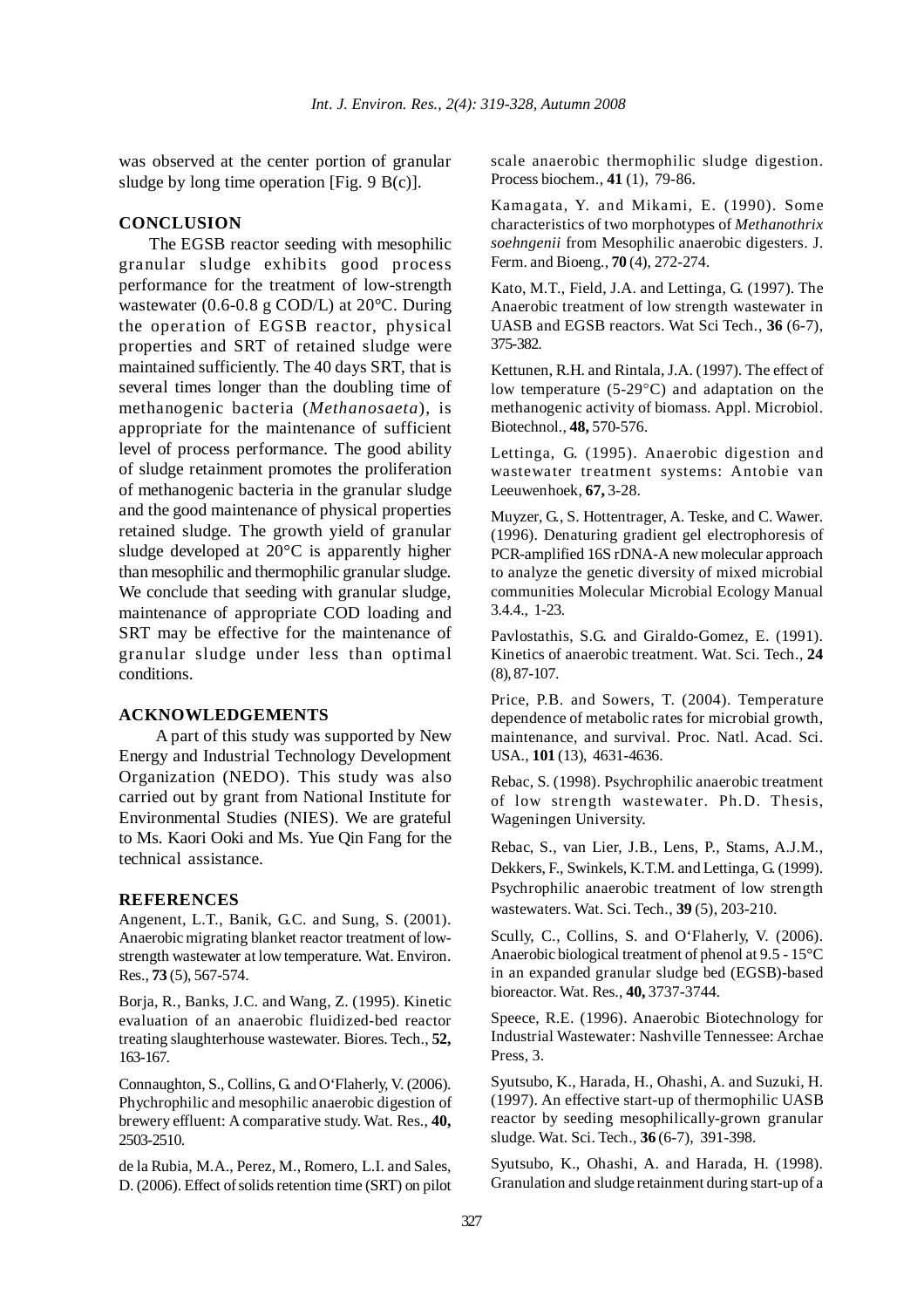was observed at the center portion of granular sludge by long time operation [Fig. 9 B(c)].

## CONCLUSION

The EGSB reactor seeding with mesophilic granular sludge exhibits good process performance for the treatment of low-strength wastewater (0.6-0.8 g COD/L) at 20°C. During the operation of EGSB reactor, physical properties and SRT of retained sludge were maintained sufficiently. The 40 days SRT, that is several times longer than the doubling time of methanogenic bacteria (*Methanosaeta*), is appropriate for the maintenance of sufficient level of process performance. The good ability of sludge retainment promotes the proliferation of methanogenic bacteria in the granular sludge and the good maintenance of physical properties retained sludge. The growth yield of granular sludge developed at 20°C is apparently higher than mesophilic and thermophilic granular sludge. We conclude that seeding with granular sludge, maintenance of appropriate COD loading and SRT may be effective for the maintenance of granular sludge under less than optimal conditions.

## ACKNOWLEDGEMENTS

A part of this study was supported by New Energy and Industrial Technology Development Organization (NEDO). This study was also carried out by grant from National Institute for Environmental Studies (NIES). We are grateful to Ms. Kaori Ooki and Ms. Yue Qin Fang for the technical assistance.

## REFERENCES

Angenent, L.T., Banik, G.C. and Sung, S. (2001). Anaerobic migrating blanket reactor treatment of low-strength wastewater at low temperature. Wat. Environ. Res., **73** (5), 567-574.

Borja, R., Banks, J.C. and Wang, Z. (1995). Kinetic evaluation of an anaerobic fluidized-bed reactor treating slaughterhouse wastewater. Biores. Tech., **52,** 163-167.

Connaughton, S., Collins, G. and O'Flaherly, V. (2006). Phychrophilic and mesophilic anaerobic digestion of brewery effluent: A comparative study. Wat. Res., **40,** 2503-2510.

de la Rubia, M.A., Perez, M., Romero, L.I. and Sales, D. (2006). Effect of solids retention time (SRT) on pilot scale anaerobic thermophilic sludge digestion. Process biochem., **41** (1), 79-86.

Kamagata, Y. and Mikami, E. (1990). Some characteristics of two morphotypes of *Methanothrix soehngenii* from Mesophilic anaerobic digesters. J. Ferm. and Bioeng., **70** (4), 272-274.

Kato, M.T., Field, J.A. and Lettinga, G. (1997). The Anaerobic treatment of low strength wastewater in UASB and EGSB reactors. Wat Sci Tech., **36** (6-7), 375-382.

Kettunen, R.H. and Rintala, J.A. (1997). The effect of low temperature (5-29°C) and adaptation on the methanogenic activity of biomass. Appl. Microbiol. Biotechnol., **48,** 570-576.

Lettinga, G. (1995). Anaerobic digestion and wastewater treatment systems: Antobie van Leeuwenhoek, **67,** 3-28.

Muyzer, G., S. Hottentrager, A. Teske, and C. Wawer. (1996). Denaturing gradient gel electrophoresis of PCR-amplified 16S rDNA-A new molecular approach to analyze the genetic diversity of mixed microbial communities Molecular Microbial Ecology Manual 3.4.4., 1-23.

Pavlostathis, S.G. and Giraldo-Gomez, E. (1991). Kinetics of anaerobic treatment. Wat. Sci. Tech., **24** (8), 87-107.

Price, P.B. and Sowers, T. (2004). Temperature dependence of metabolic rates for microbial growth, maintenance, and survival. Proc. Natl. Acad. Sci. USA., **101** (13), 4631-4636.

Rebac, S. (1998). Psychrophilic anaerobic treatment of low strength wastewater. Ph.D. Thesis, Wageningen University.

Rebac, S., van Lier, J.B., Lens, P., Stams, A.J.M., Dekkers, F., Swinkels, K.T.M. and Lettinga, G. (1999). Psychrophilic anaerobic treatment of low strength wastewaters. Wat. Sci. Tech., **39** (5), 203-210.

Scully, C., Collins, S. and O'Flaherly, V. (2006). Anaerobic biological treatment of phenol at 9.5 - 15°C in an expanded granular sludge bed (EGSB)-based bioreactor. Wat. Res., **40,** 3737-3744.

Speece, R.E. (1996). Anaerobic Biotechnology for Industrial Wastewater: Nashville Tennessee: Archae Press, 3.

Syutsubo, K., Harada, H., Ohashi, A. and Suzuki, H. (1997). An effective start-up of thermophilic UASB reactor by seeding mesophilically-grown granular sludge. Wat. Sci. Tech., **36** (6-7), 391-398.

Syutsubo, K., Ohashi, A. and Harada, H. (1998). Granulation and sludge retainment during start-up of a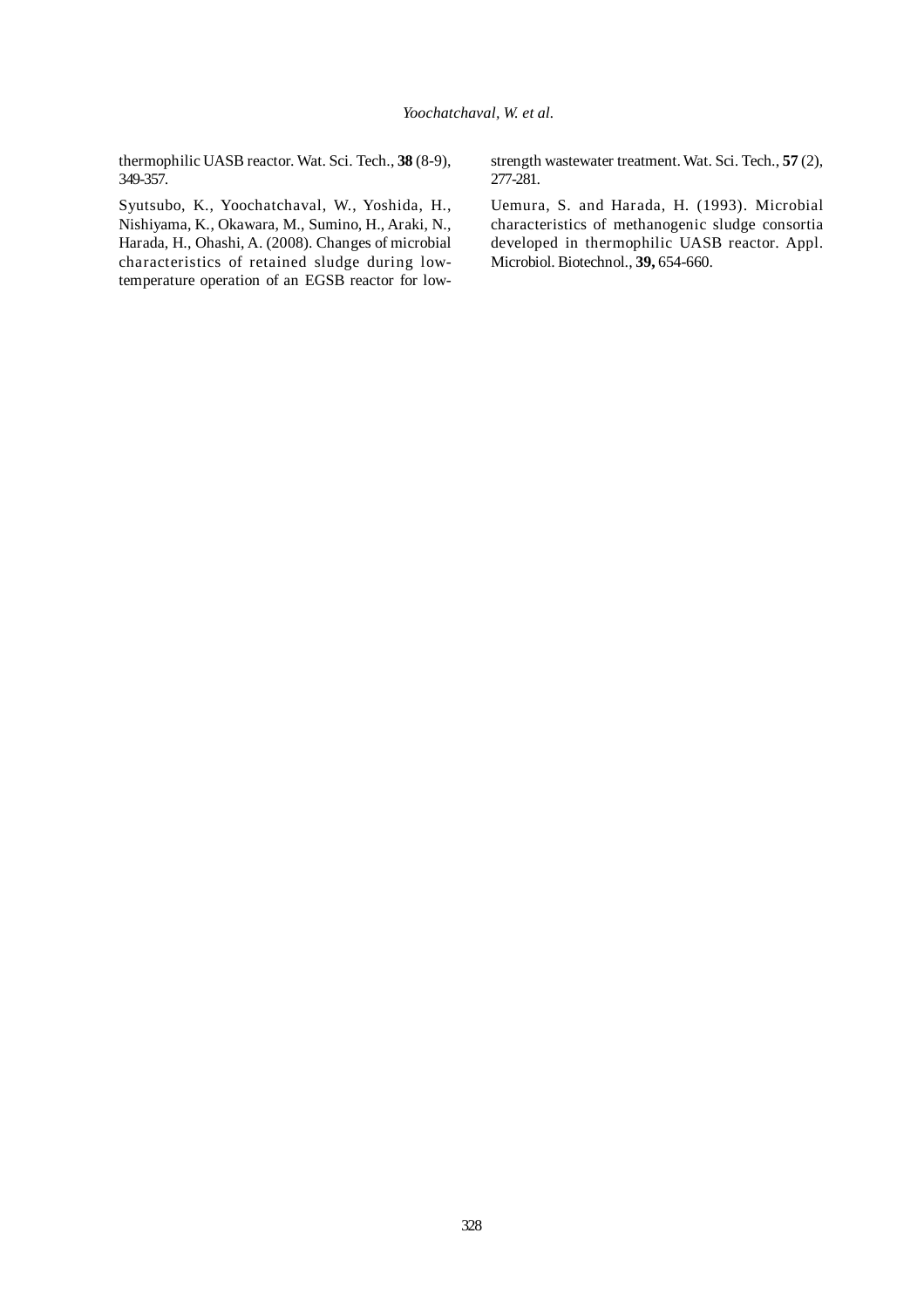thermophilic UASB reactor. Wat. Sci. Tech., **38** (8-9), 349-357.

Syutsubo, K., Yoochatchaval, W., Yoshida, H., Nishiyama, K., Okawara, M., Sumino, H., Araki, N., Harada, H., Ohashi, A. (2008). Changes of microbial characteristics of retained sludge during low-temperature operation of an EGSB reactor for low-strength wastewater treatment. Wat. Sci. Tech., **57** (2), 277-281.

Uemura, S. and Harada, H. (1993). Microbial characteristics of methanogenic sludge consortia developed in thermophilic UASB reactor. Appl. Microbiol. Biotechnol., **39,** 654-660.